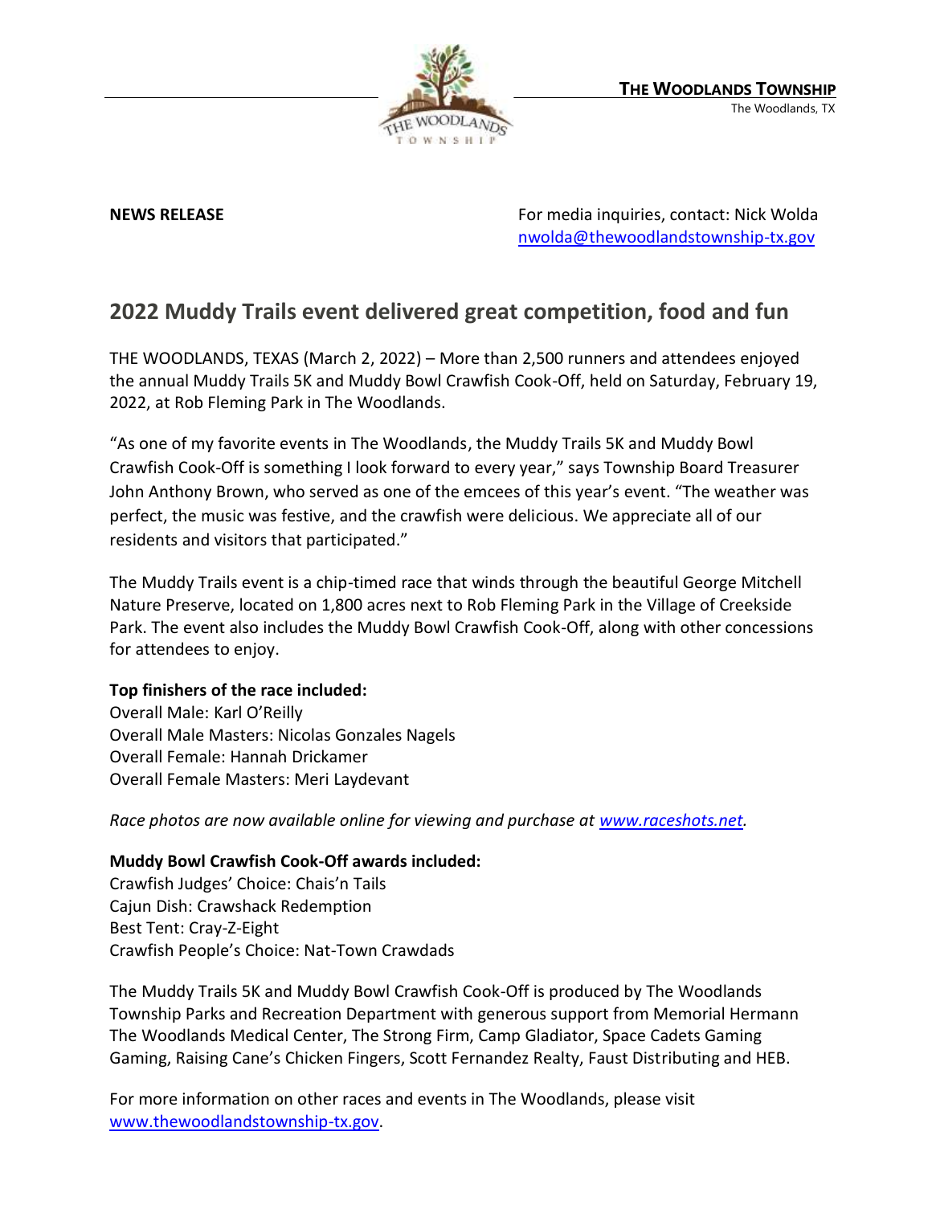**THE WOODLANDS TOWNSHIP**
The Woodlands, TX

**NEWS RELEASE**

For media inquiries, contact: Nick Wolda
nwolda@thewoodlandstownship-tx.gov

## 2022 Muddy Trails event delivered great competition, food and fun

THE WOODLANDS, TEXAS (March 2, 2022) – More than 2,500 runners and attendees enjoyed the annual Muddy Trails 5K and Muddy Bowl Crawfish Cook-Off, held on Saturday, February 19, 2022, at Rob Fleming Park in The Woodlands.

"As one of my favorite events in The Woodlands, the Muddy Trails 5K and Muddy Bowl Crawfish Cook-Off is something I look forward to every year," says Township Board Treasurer John Anthony Brown, who served as one of the emcees of this year's event. "The weather was perfect, the music was festive, and the crawfish were delicious. We appreciate all of our residents and visitors that participated."

The Muddy Trails event is a chip-timed race that winds through the beautiful George Mitchell Nature Preserve, located on 1,800 acres next to Rob Fleming Park in the Village of Creekside Park. The event also includes the Muddy Bowl Crawfish Cook-Off, along with other concessions for attendees to enjoy.

**Top finishers of the race included:**
Overall Male: Karl O'Reilly
Overall Male Masters: Nicolas Gonzales Nagels
Overall Female: Hannah Drickamer
Overall Female Masters: Meri Laydevant

*Race photos are now available online for viewing and purchase at www.raceshots.net.*

**Muddy Bowl Crawfish Cook-Off awards included:**
Crawfish Judges' Choice: Chais'n Tails
Cajun Dish: Crawshack Redemption
Best Tent: Cray-Z-Eight
Crawfish People's Choice: Nat-Town Crawdads

The Muddy Trails 5K and Muddy Bowl Crawfish Cook-Off is produced by The Woodlands Township Parks and Recreation Department with generous support from Memorial Hermann The Woodlands Medical Center, The Strong Firm, Camp Gladiator, Space Cadets Gaming Gaming, Raising Cane's Chicken Fingers, Scott Fernandez Realty, Faust Distributing and HEB.

For more information on other races and events in The Woodlands, please visit www.thewoodlandstownship-tx.gov.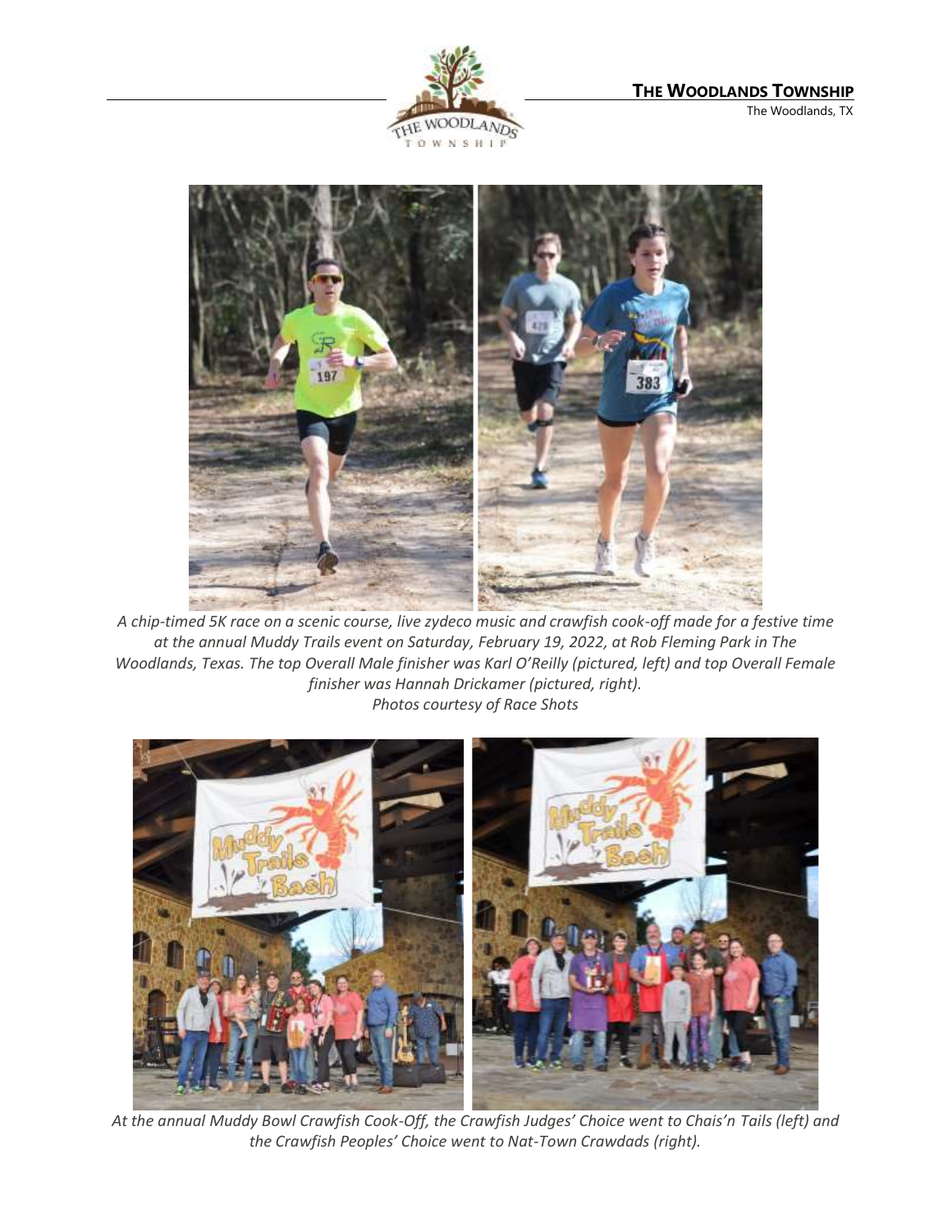A chip-timed 5K race on a scenic course, live zydeco music and crawfish cook-off made for a festive time at the annual Muddy Trails event on Saturday, February 19, 2022, at Rob Fleming Park in The Woodlands, Texas. The top Overall Male finisher was Karl O'Reilly (pictured, left) and top Overall Female finisher was Hannah Drickamer (pictured, right).
Photos courtesy of Race Shots

At the annual Muddy Bowl Crawfish Cook-Off, the Crawfish Judges' Choice went to Chais'n Tails (left) and the Crawfish Peoples' Choice went to Nat-Town Crawdads (right).